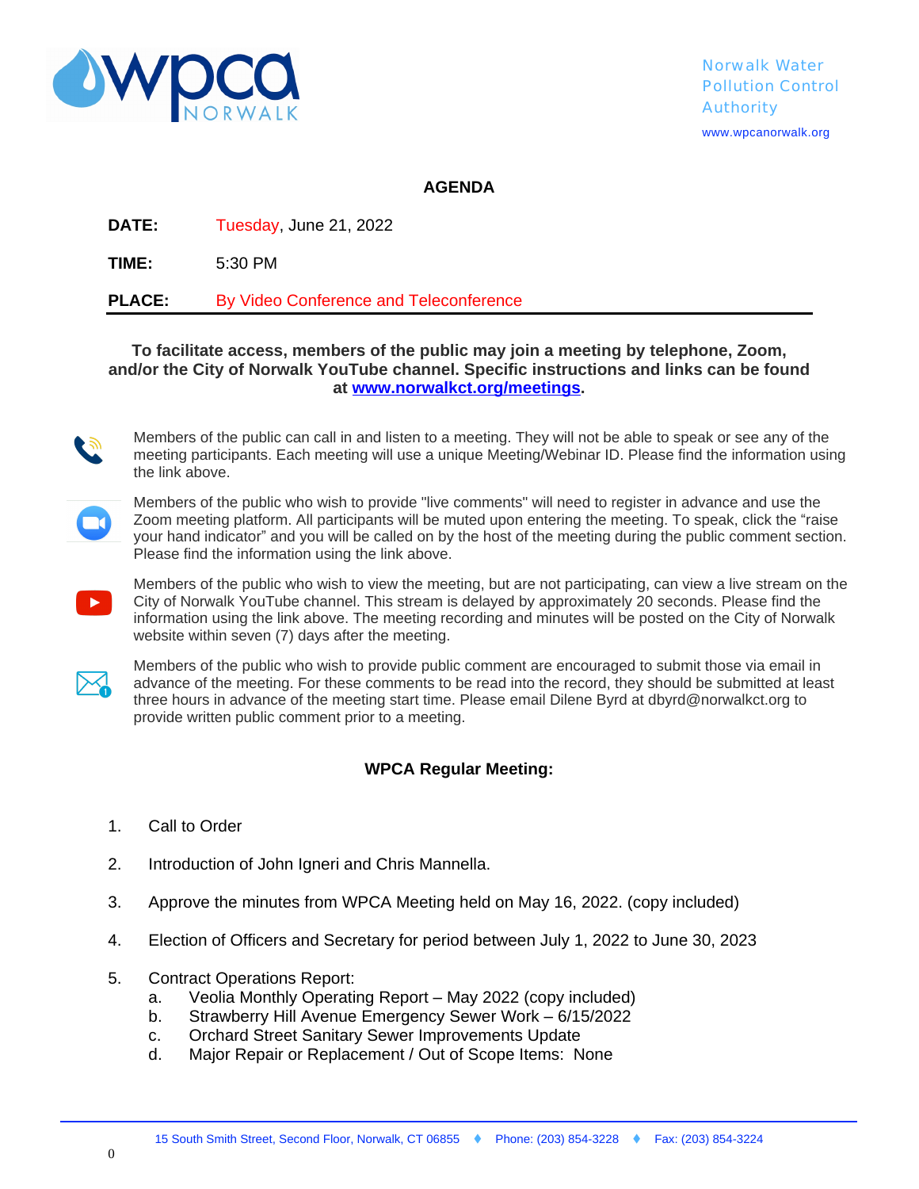Norwalk Water Pollution Control Authority

www.wpcanorwalk.org

# AGENDA

**DATE:** Tuesday, June 21, 2022

**TIME:** 5:30 PM

**PLACE:** By Video Conference and Teleconference

**To facilitate access, members of the public may join a meeting by telephone, Zoom, and/or the City of Norwalk YouTube channel. Specific instructions and links can be found at [www.norwalkct.org/meetings](www.norwalkct.org/meetings).**

Members of the public can call in and listen to a meeting. They will not be able to speak or see any of the meeting participants. Each meeting will use a unique Meeting/Webinar ID. Please find the information using the link above.

Members of the public who wish to provide "live comments" will need to register in advance and use the Zoom meeting platform. All participants will be muted upon entering the meeting. To speak, click the "raise your hand indicator" and you will be called on by the host of the meeting during the public comment section. Please find the information using the link above.

Members of the public who wish to view the meeting, but are not participating, can view a live stream on the City of Norwalk YouTube channel. This stream is delayed by approximately 20 seconds. Please find the information using the link above. The meeting recording and minutes will be posted on the City of Norwalk website within seven (7) days after the meeting.

Members of the public who wish to provide public comment are encouraged to submit those via email in advance of the meeting. For these comments to be read into the record, they should be submitted at least three hours in advance of the meeting start time. Please email Dilene Byrd at dbyrd@norwalkct.org to provide written public comment prior to a meeting.

## WPCA Regular Meeting:

1. Call to Order
2. Introduction of John Igneri and Chris Mannella.
3. Approve the minutes from WPCA Meeting held on May 16, 2022. (copy included)
4. Election of Officers and Secretary for period between July 1, 2022 to June 30, 2023
5. Contract Operations Report:
   a. Veolia Monthly Operating Report – May 2022 (copy included)
   b. Strawberry Hill Avenue Emergency Sewer Work – 6/15/2022
   c. Orchard Street Sanitary Sewer Improvements Update
   d. Major Repair or Replacement / Out of Scope Items: None

15 South Smith Street, Second Floor, Norwalk, CT 06855 ♦ Phone: (203) 854-3228 ♦ Fax: (203) 854-3224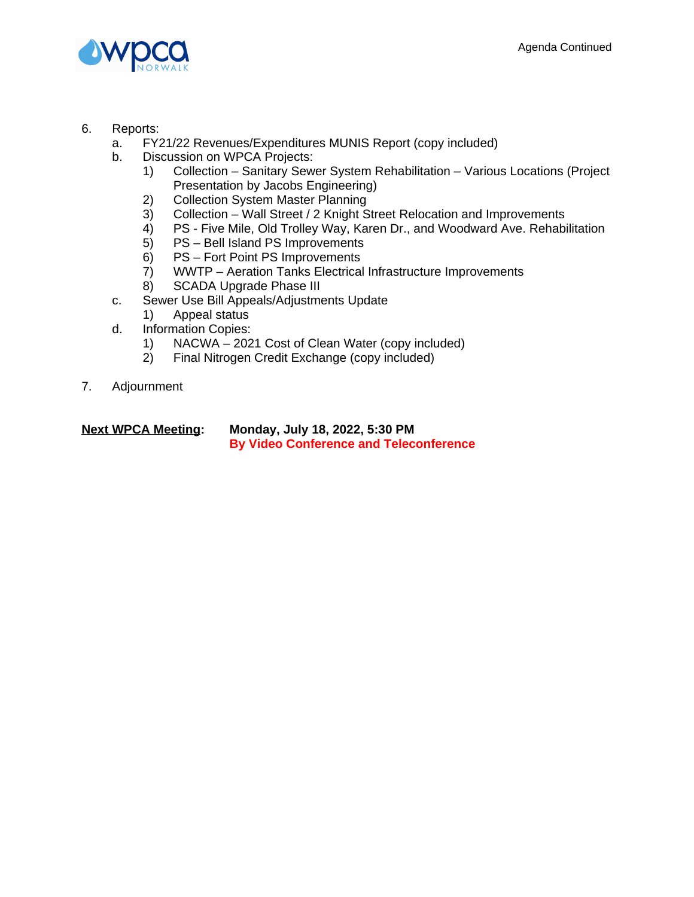6. Reports:
   a. FY21/22 Revenues/Expenditures MUNIS Report (copy included)
   b. Discussion on WPCA Projects:
      1) Collection – Sanitary Sewer System Rehabilitation – Various Locations (Project Presentation by Jacobs Engineering)
      2) Collection System Master Planning
      3) Collection – Wall Street / 2 Knight Street Relocation and Improvements
      4) PS - Five Mile, Old Trolley Way, Karen Dr., and Woodward Ave. Rehabilitation
      5) PS – Bell Island PS Improvements
      6) PS – Fort Point PS Improvements
      7) WWTP – Aeration Tanks Electrical Infrastructure Improvements
      8) SCADA Upgrade Phase III
   c. Sewer Use Bill Appeals/Adjustments Update
      1) Appeal status
   d. Information Copies:
      1) NACWA – 2021 Cost of Clean Water (copy included)
      2) Final Nitrogen Credit Exchange (copy included)

7. Adjournment

**Next WPCA Meeting:** **Monday, July 18, 2022, 5:30 PM**
**By Video Conference and Teleconference**